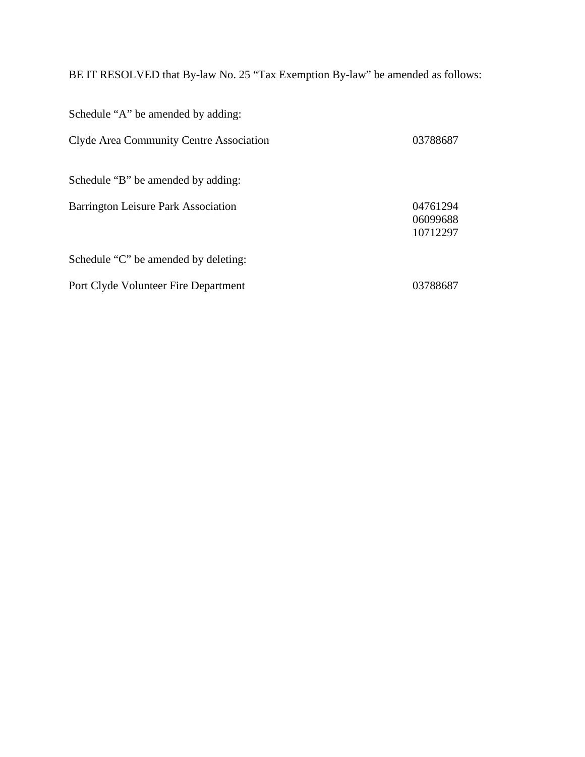BE IT RESOLVED that By-law No. 25 “Tax Exemption By-law” be amended as follows:

Schedule “A” be amended by adding:

| | |
|---|---|
| Clyde Area Community Centre Association | 03788687 |

Schedule “B” be amended by adding:

| | |
|---|---|
| Barrington Leisure Park Association | 04761294 |
| | 06099688 |
| | 10712297 |

Schedule “C” be amended by deleting:

| | |
|---|---|
| Port Clyde Volunteer Fire Department | 03788687 |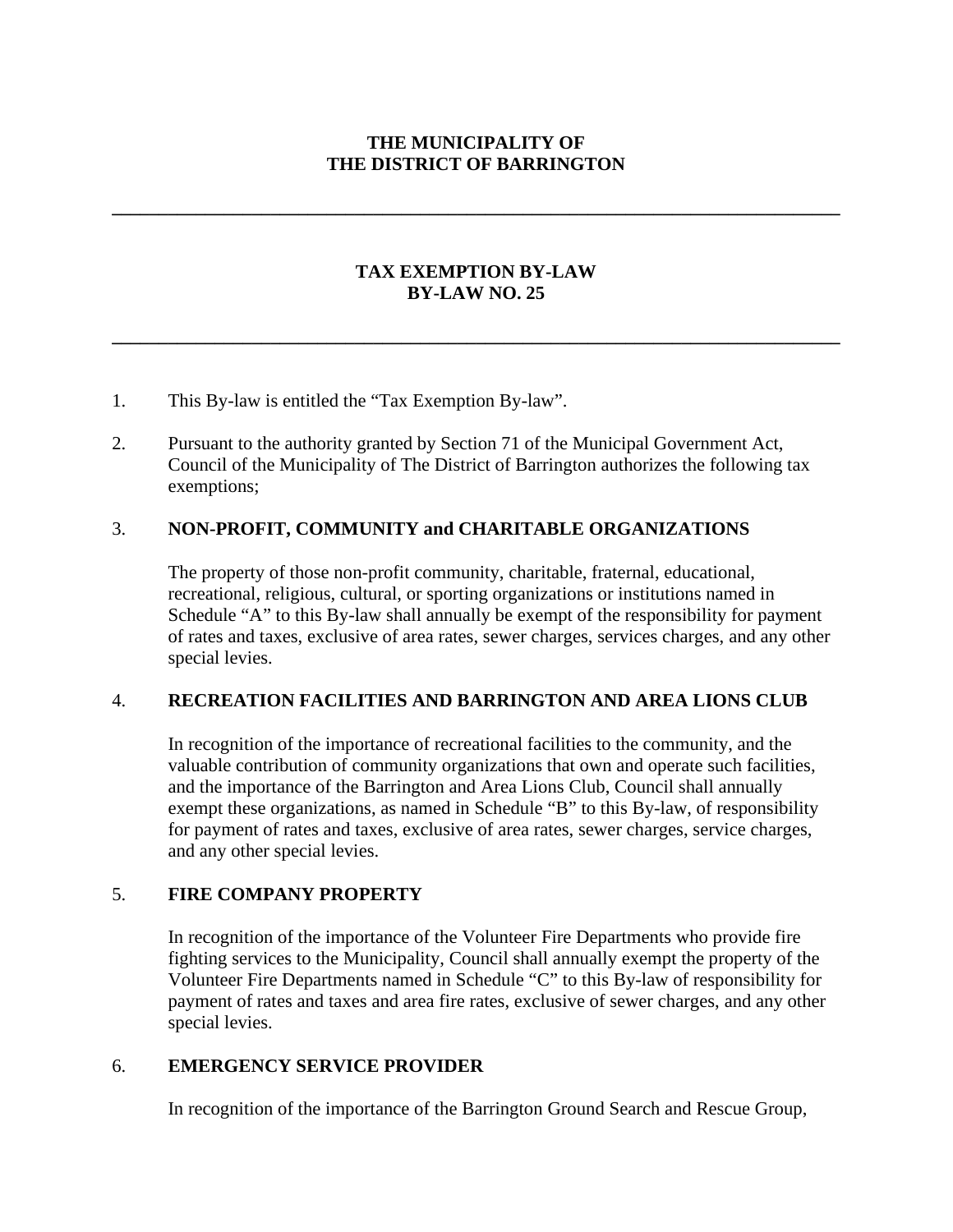**THE MUNICIPALITY OF**
**THE DISTRICT OF BARRINGTON**

---

# TAX EXEMPTION BY-LAW
# BY-LAW NO. 25

---

1. This By-law is entitled the "Tax Exemption By-law".

2. Pursuant to the authority granted by Section 71 of the Municipal Government Act, Council of the Municipality of The District of Barrington authorizes the following tax exemptions;

3. **NON-PROFIT, COMMUNITY and CHARITABLE ORGANIZATIONS**

   The property of those non-profit community, charitable, fraternal, educational, recreational, religious, cultural, or sporting organizations or institutions named in Schedule "A" to this By-law shall annually be exempt of the responsibility for payment of rates and taxes, exclusive of area rates, sewer charges, services charges, and any other special levies.

4. **RECREATION FACILITIES AND BARRINGTON AND AREA LIONS CLUB**

   In recognition of the importance of recreational facilities to the community, and the valuable contribution of community organizations that own and operate such facilities, and the importance of the Barrington and Area Lions Club, Council shall annually exempt these organizations, as named in Schedule "B" to this By-law, of responsibility for payment of rates and taxes, exclusive of area rates, sewer charges, service charges, and any other special levies.

5. **FIRE COMPANY PROPERTY**

   In recognition of the importance of the Volunteer Fire Departments who provide fire fighting services to the Municipality, Council shall annually exempt the property of the Volunteer Fire Departments named in Schedule "C" to this By-law of responsibility for payment of rates and taxes and area fire rates, exclusive of sewer charges, and any other special levies.

6. **EMERGENCY SERVICE PROVIDER**

   In recognition of the importance of the Barrington Ground Search and Rescue Group,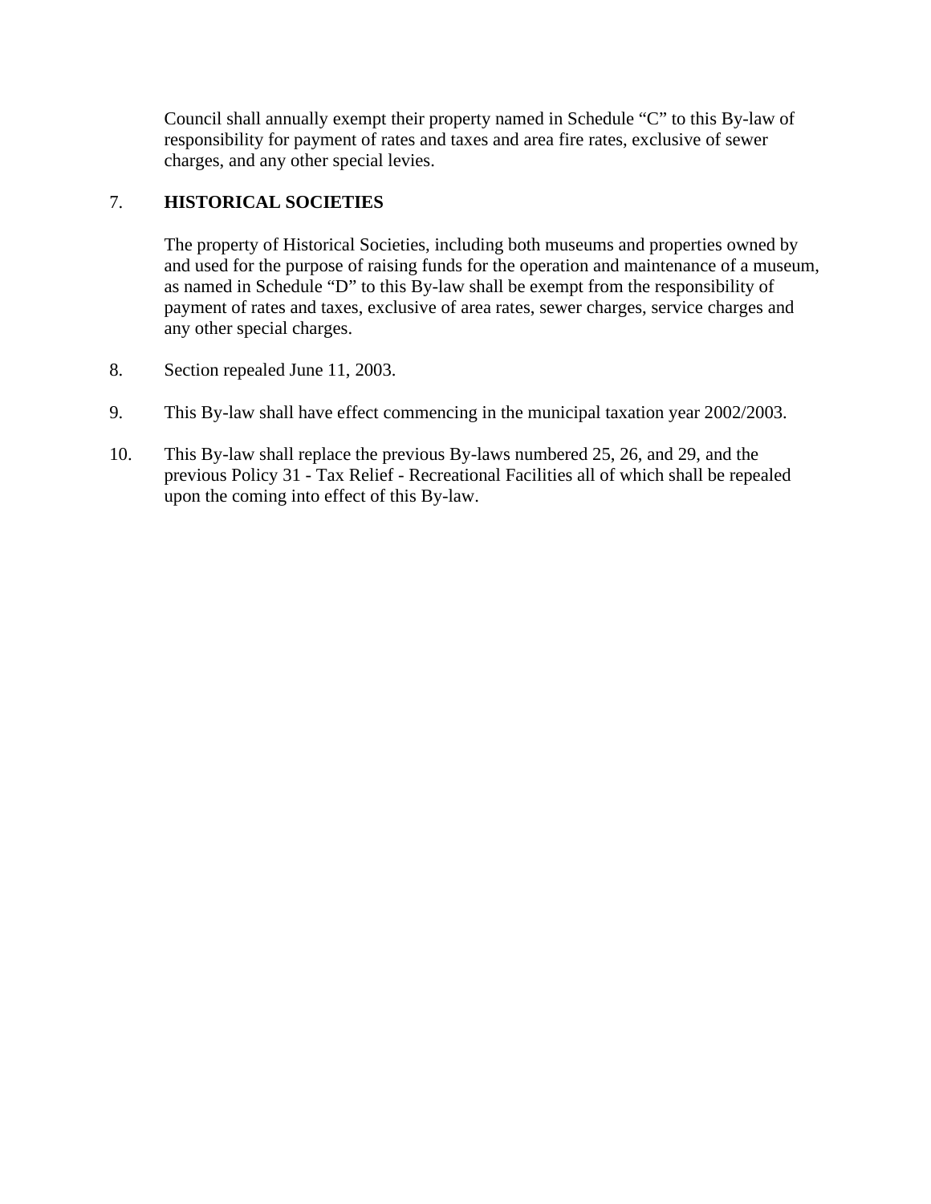Council shall annually exempt their property named in Schedule "C" to this By-law of responsibility for payment of rates and taxes and area fire rates, exclusive of sewer charges, and any other special levies.

7. **HISTORICAL SOCIETIES**

   The property of Historical Societies, including both museums and properties owned by and used for the purpose of raising funds for the operation and maintenance of a museum, as named in Schedule "D" to this By-law shall be exempt from the responsibility of payment of rates and taxes, exclusive of area rates, sewer charges, service charges and any other special charges.

8. Section repealed June 11, 2003.

9. This By-law shall have effect commencing in the municipal taxation year 2002/2003.

10. This By-law shall replace the previous By-laws numbered 25, 26, and 29, and the previous Policy 31 - Tax Relief - Recreational Facilities all of which shall be repealed upon the coming into effect of this By-law.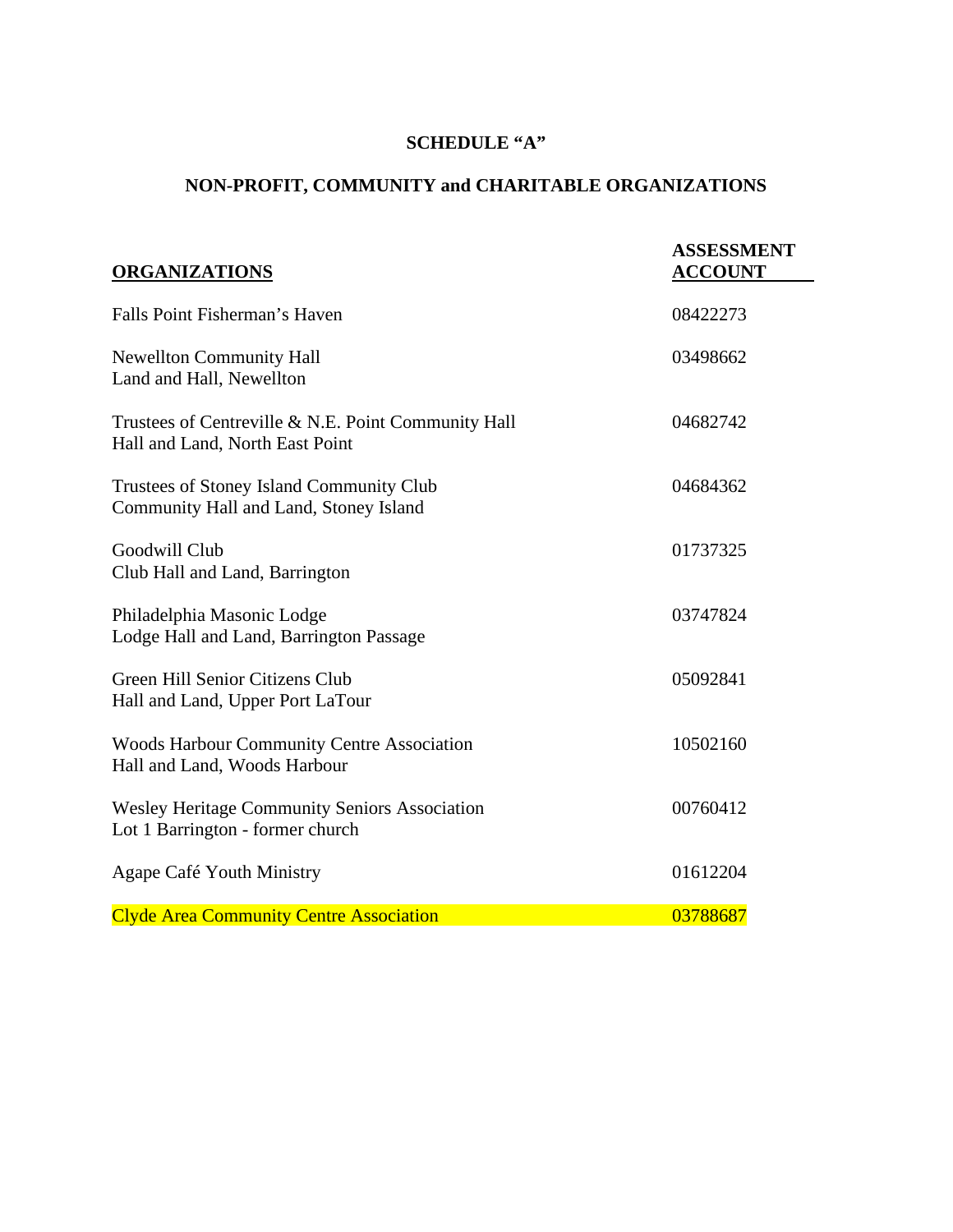# SCHEDULE "A"

## NON-PROFIT, COMMUNITY and CHARITABLE ORGANIZATIONS

| ORGANIZATIONS | ASSESSMENT ACCOUNT |
| --- | --- |
| Falls Point Fisherman's Haven | 08422273 |
| Newellton Community Hall<br>Land and Hall, Newellton | 03498662 |
| Trustees of Centreville & N.E. Point Community Hall<br>Hall and Land, North East Point | 04682742 |
| Trustees of Stoney Island Community Club<br>Community Hall and Land, Stoney Island | 04684362 |
| Goodwill Club<br>Club Hall and Land, Barrington | 01737325 |
| Philadelphia Masonic Lodge<br>Lodge Hall and Land, Barrington Passage | 03747824 |
| Green Hill Senior Citizens Club<br>Hall and Land, Upper Port LaTour | 05092841 |
| Woods Harbour Community Centre Association<br>Hall and Land, Woods Harbour | 10502160 |
| Wesley Heritage Community Seniors Association<br>Lot 1 Barrington - former church | 00760412 |
| Agape Café Youth Ministry | 01612204 |
| Clyde Area Community Centre Association | 03788687 |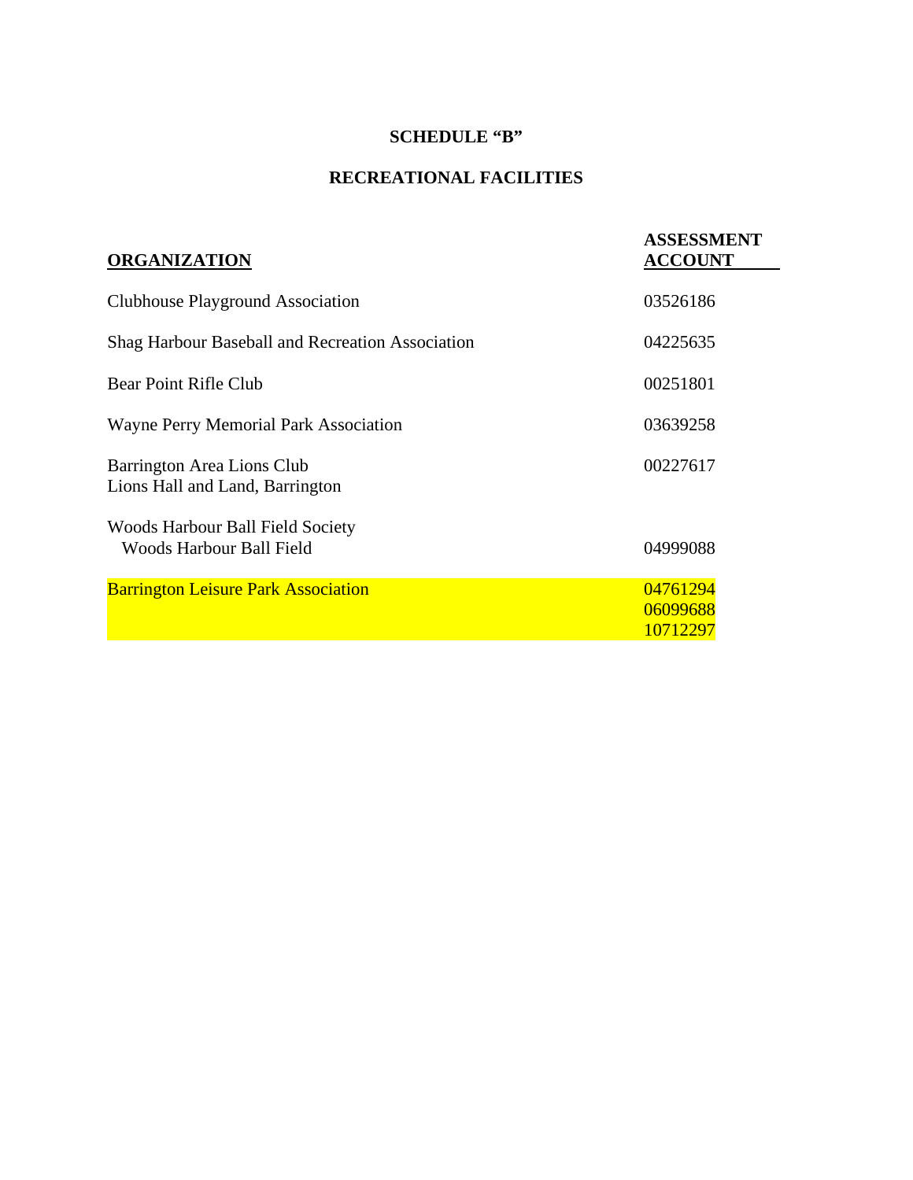# SCHEDULE "B"

## RECREATIONAL FACILITIES

| ORGANIZATION | ASSESSMENT ACCOUNT |
|---|---|
| Clubhouse Playground Association | 03526186 |
| Shag Harbour Baseball and Recreation Association | 04225635 |
| Bear Point Rifle Club | 00251801 |
| Wayne Perry Memorial Park Association | 03639258 |
| Barrington Area Lions Club<br>Lions Hall and Land, Barrington | 00227617 |
| Woods Harbour Ball Field Society<br>Woods Harbour Ball Field | 04999088 |
| Barrington Leisure Park Association | 04761294<br>06099688<br>10712297 |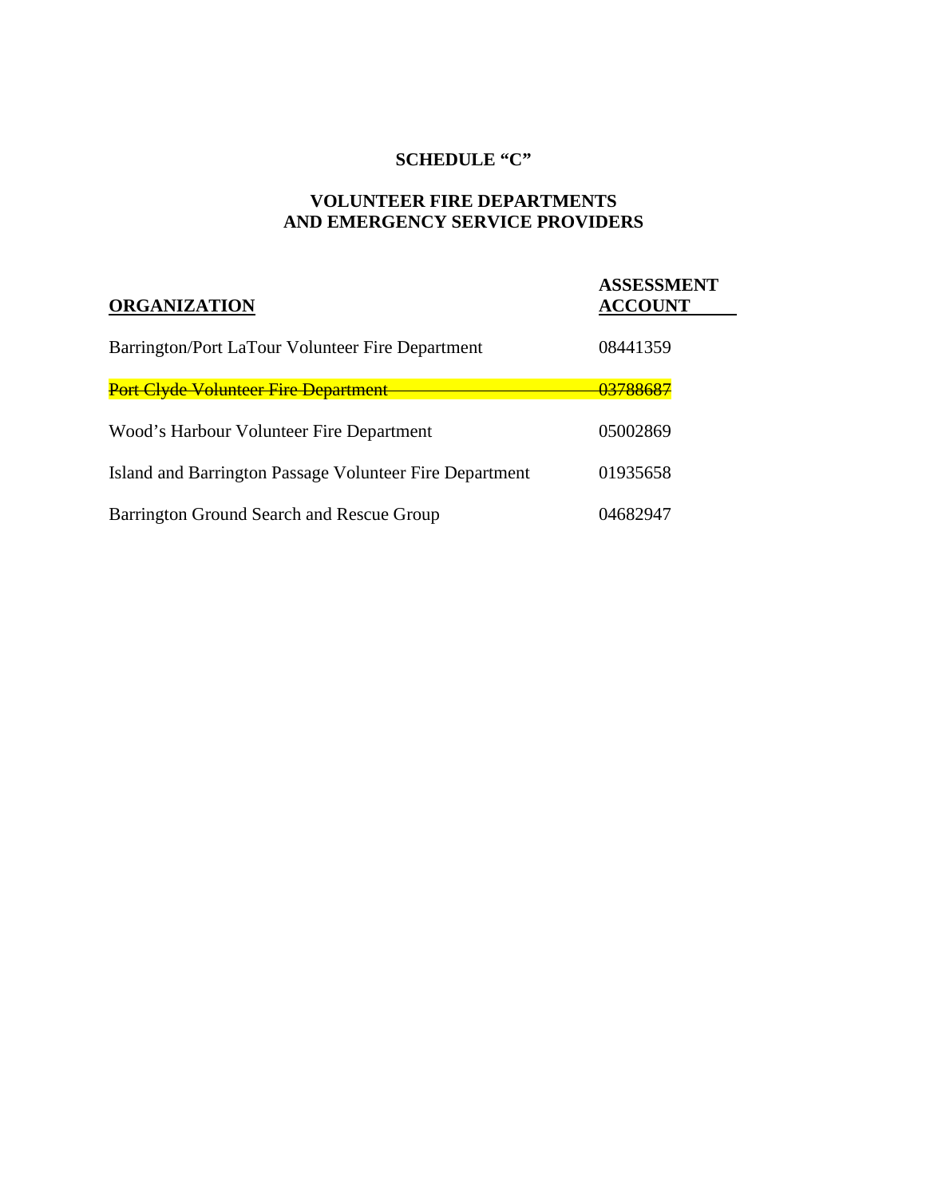**SCHEDULE "C"**

**VOLUNTEER FIRE DEPARTMENTS
AND EMERGENCY SERVICE PROVIDERS**

| **ORGANIZATION** | **ASSESSMENT ACCOUNT** |
|---|---|
| Barrington/Port LaTour Volunteer Fire Department | 08441359 |
| ~~Port Clyde Volunteer Fire Department~~ | ~~03788687~~ |
| Wood's Harbour Volunteer Fire Department | 05002869 |
| Island and Barrington Passage Volunteer Fire Department | 01935658 |
| Barrington Ground Search and Rescue Group | 04682947 |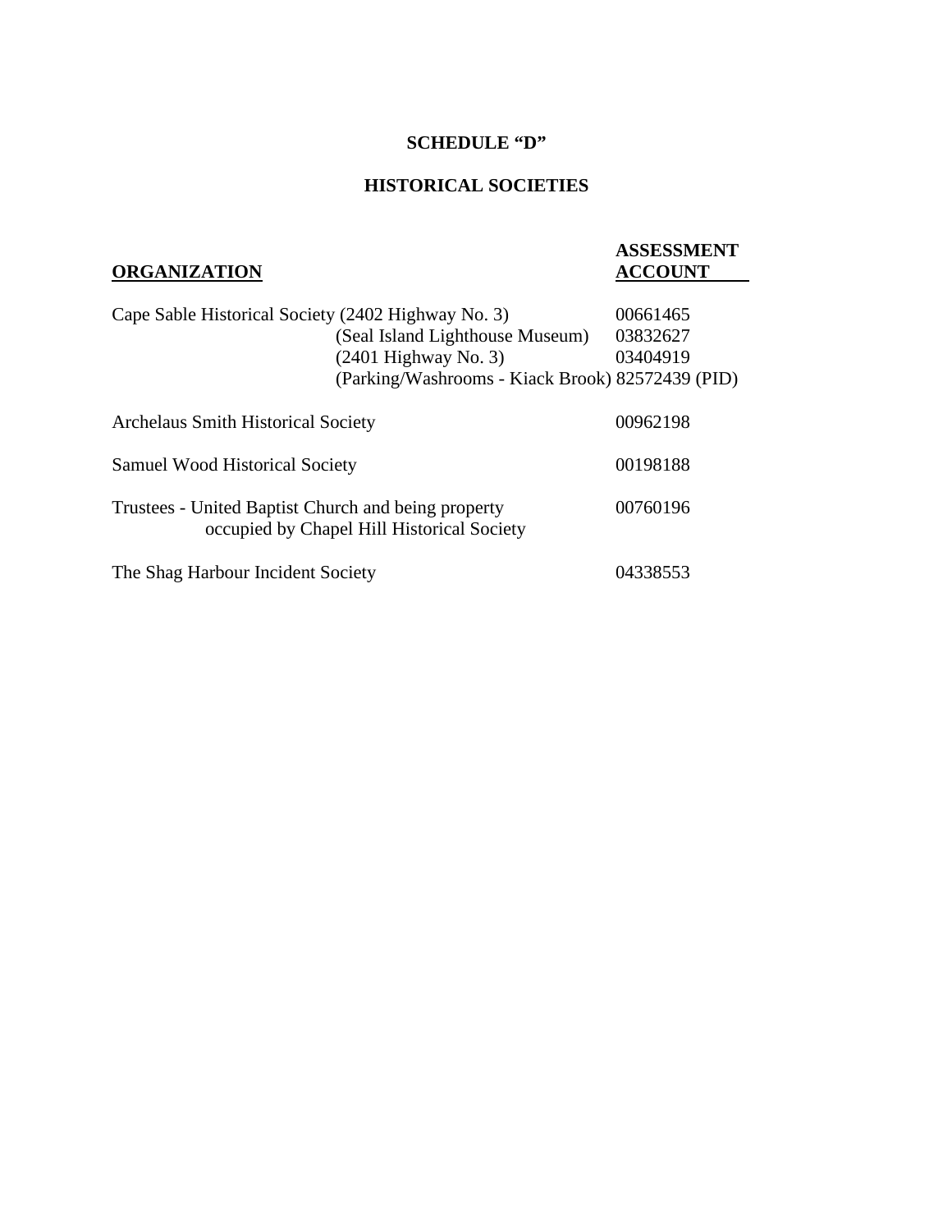# SCHEDULE "D"

## HISTORICAL SOCIETIES

| ORGANIZATION | ASSESSMENT ACCOUNT |
|---|---|
| Cape Sable Historical Society (2402 Highway No. 3) | 00661465 |
| (Seal Island Lighthouse Museum) | 03832627 |
| (2401 Highway No. 3) | 03404919 |
| (Parking/Washrooms - Kiack Brook) | 82572439 (PID) |
| Archelaus Smith Historical Society | 00962198 |
| Samuel Wood Historical Society | 00198188 |
| Trustees - United Baptist Church and being property occupied by Chapel Hill Historical Society | 00760196 |
| The Shag Harbour Incident Society | 04338553 |